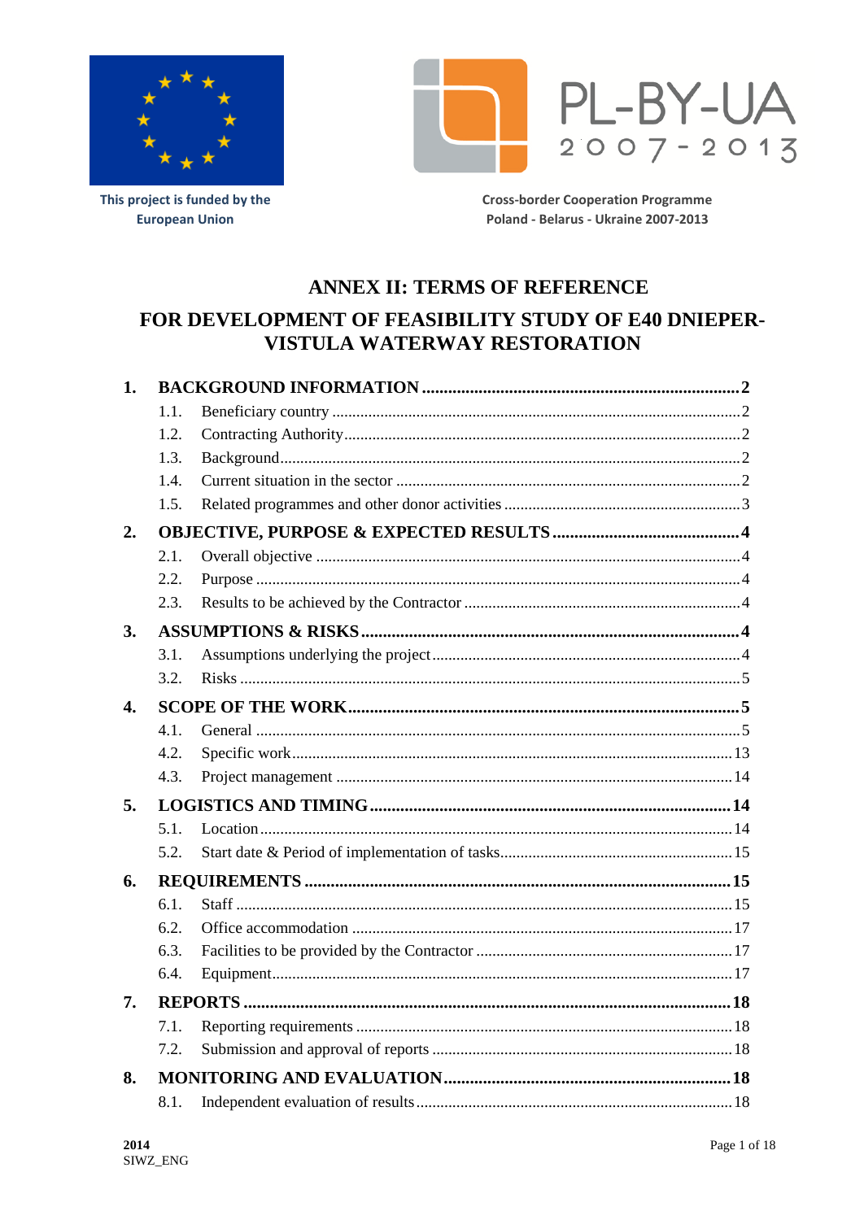This project is funded by the European Union

PL-BY-UA 2007-2013

Cross-border Cooperation Programme Poland - Belarus - Ukraine 2007-2013

# ANNEX II: TERMS OF REFERENCE

# FOR DEVELOPMENT OF FEASIBILITY STUDY OF E40 DNIEPER-VISTULA WATERWAY RESTORATION

**1. BACKGROUND INFORMATION** ..... 2
- 1.1. Beneficiary country ..... 2
- 1.2. Contracting Authority ..... 2
- 1.3. Background ..... 2
- 1.4. Current situation in the sector ..... 2
- 1.5. Related programmes and other donor activities ..... 3

**2. OBJECTIVE, PURPOSE & EXPECTED RESULTS** ..... 4
- 2.1. Overall objective ..... 4
- 2.2. Purpose ..... 4
- 2.3. Results to be achieved by the Contractor ..... 4

**3. ASSUMPTIONS & RISKS** ..... 4
- 3.1. Assumptions underlying the project ..... 4
- 3.2. Risks ..... 5

**4. SCOPE OF THE WORK** ..... 5
- 4.1. General ..... 5
- 4.2. Specific work ..... 13
- 4.3. Project management ..... 14

**5. LOGISTICS AND TIMING** ..... 14
- 5.1. Location ..... 14
- 5.2. Start date & Period of implementation of tasks ..... 15

**6. REQUIREMENTS** ..... 15
- 6.1. Staff ..... 15
- 6.2. Office accommodation ..... 17
- 6.3. Facilities to be provided by the Contractor ..... 17
- 6.4. Equipment ..... 17

**7. REPORTS** ..... 18
- 7.1. Reporting requirements ..... 18
- 7.2. Submission and approval of reports ..... 18

**8. MONITORING AND EVALUATION** ..... 18
- 8.1. Independent evaluation of results ..... 18

2014
SIWZ_ENG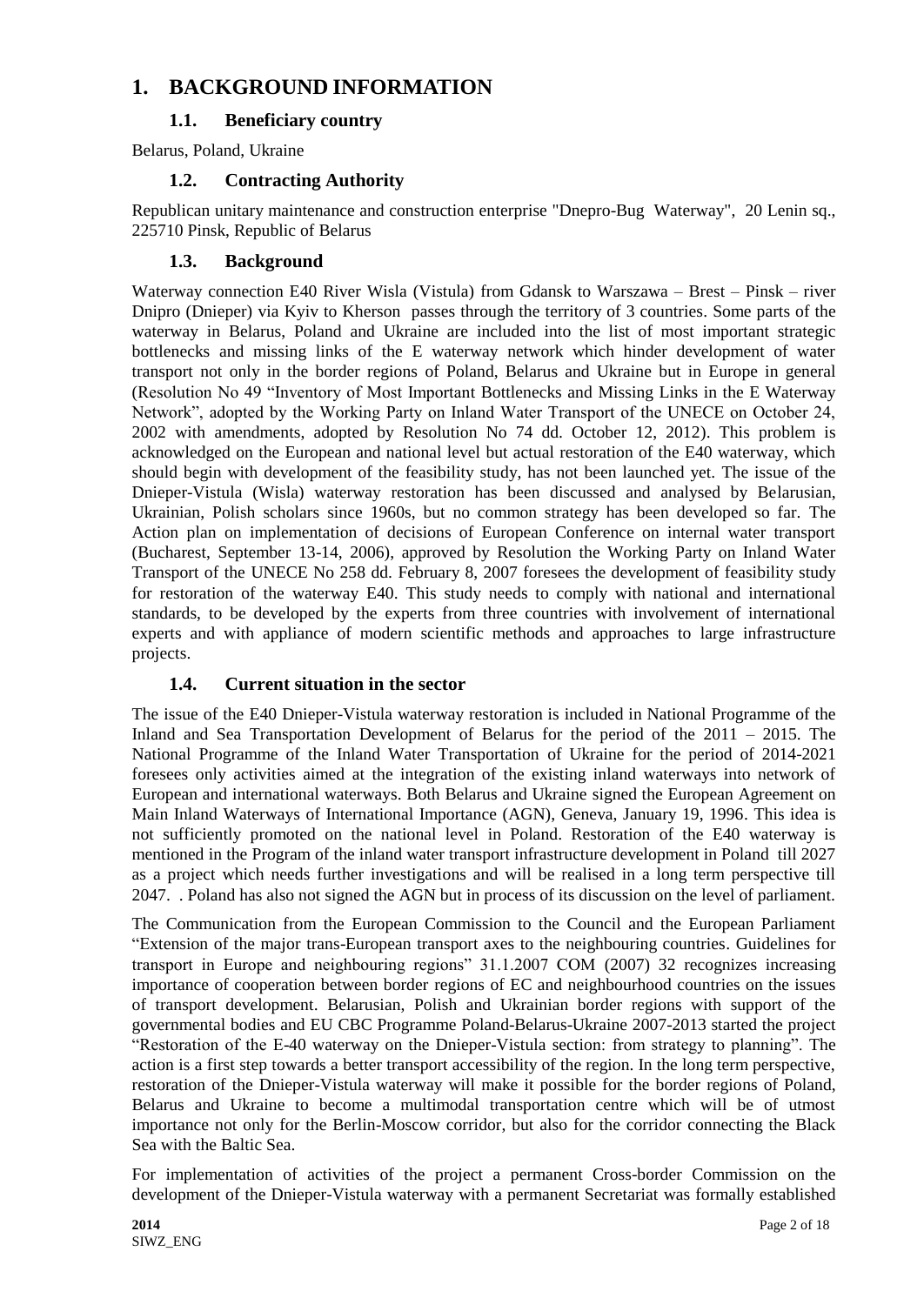# 1. BACKGROUND INFORMATION

## 1.1. Beneficiary country

Belarus, Poland, Ukraine

## 1.2. Contracting Authority

Republican unitary maintenance and construction enterprise "Dnepro-Bug Waterway", 20 Lenin sq., 225710 Pinsk, Republic of Belarus

## 1.3. Background

Waterway connection E40 River Wisla (Vistula) from Gdansk to Warszawa – Brest – Pinsk – river Dnipro (Dnieper) via Kyiv to Kherson passes through the territory of 3 countries. Some parts of the waterway in Belarus, Poland and Ukraine are included into the list of most important strategic bottlenecks and missing links of the E waterway network which hinder development of water transport not only in the border regions of Poland, Belarus and Ukraine but in Europe in general (Resolution No 49 "Inventory of Most Important Bottlenecks and Missing Links in the E Waterway Network", adopted by the Working Party on Inland Water Transport of the UNECE on October 24, 2002 with amendments, adopted by Resolution No 74 dd. October 12, 2012). This problem is acknowledged on the European and national level but actual restoration of the E40 waterway, which should begin with development of the feasibility study, has not been launched yet. The issue of the Dnieper-Vistula (Wisla) waterway restoration has been discussed and analysed by Belarusian, Ukrainian, Polish scholars since 1960s, but no common strategy has been developed so far. The Action plan on implementation of decisions of European Conference on internal water transport (Bucharest, September 13-14, 2006), approved by Resolution the Working Party on Inland Water Transport of the UNECE No 258 dd. February 8, 2007 foresees the development of feasibility study for restoration of the waterway E40. This study needs to comply with national and international standards, to be developed by the experts from three countries with involvement of international experts and with appliance of modern scientific methods and approaches to large infrastructure projects.

## 1.4. Current situation in the sector

The issue of the E40 Dnieper-Vistula waterway restoration is included in National Programme of the Inland and Sea Transportation Development of Belarus for the period of the 2011 – 2015. The National Programme of the Inland Water Transportation of Ukraine for the period of 2014-2021 foresees only activities aimed at the integration of the existing inland waterways into network of European and international waterways. Both Belarus and Ukraine signed the European Agreement on Main Inland Waterways of International Importance (AGN), Geneva, January 19, 1996. This idea is not sufficiently promoted on the national level in Poland. Restoration of the E40 waterway is mentioned in the Program of the inland water transport infrastructure development in Poland till 2027 as a project which needs further investigations and will be realised in a long term perspective till 2047. . Poland has also not signed the AGN but in process of its discussion on the level of parliament.

The Communication from the European Commission to the Council and the European Parliament "Extension of the major trans-European transport axes to the neighbouring countries. Guidelines for transport in Europe and neighbouring regions" 31.1.2007 COM (2007) 32 recognizes increasing importance of cooperation between border regions of EC and neighbourhood countries on the issues of transport development. Belarusian, Polish and Ukrainian border regions with support of the governmental bodies and EU CBC Programme Poland-Belarus-Ukraine 2007-2013 started the project "Restoration of the E-40 waterway on the Dnieper-Vistula section: from strategy to planning". The action is a first step towards a better transport accessibility of the region. In the long term perspective, restoration of the Dnieper-Vistula waterway will make it possible for the border regions of Poland, Belarus and Ukraine to become a multimodal transportation centre which will be of utmost importance not only for the Berlin-Moscow corridor, but also for the corridor connecting the Black Sea with the Baltic Sea.

For implementation of activities of the project a permanent Cross-border Commission on the development of the Dnieper-Vistula waterway with a permanent Secretariat was formally established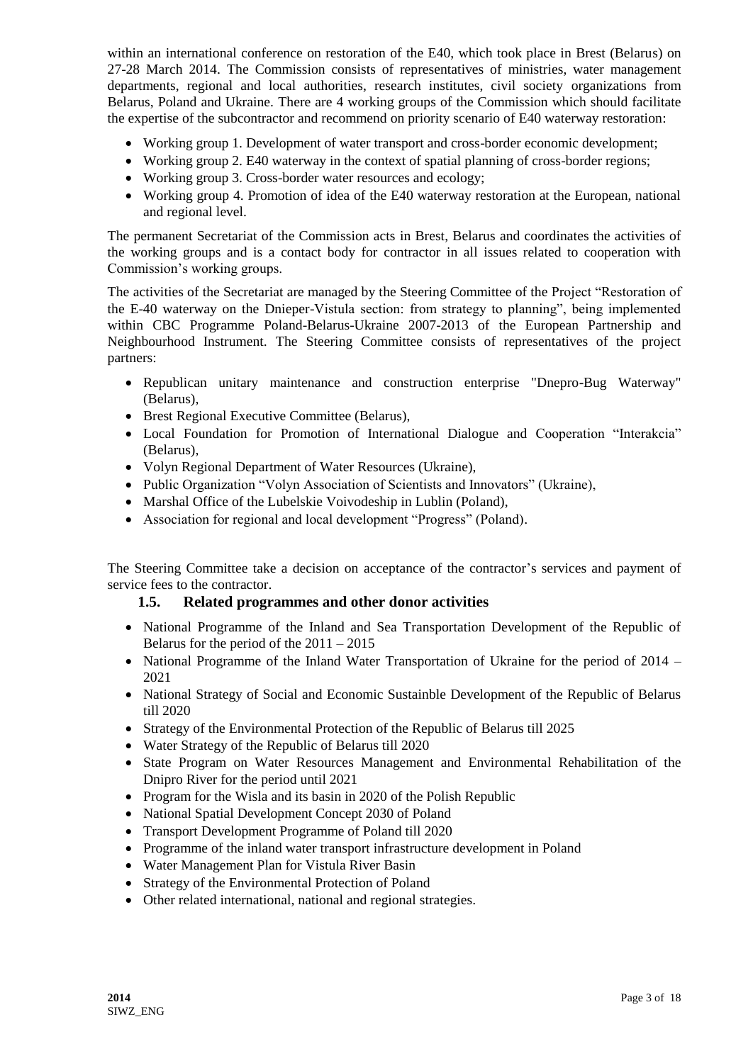within an international conference on restoration of the E40, which took place in Brest (Belarus) on 27-28 March 2014. The Commission consists of representatives of ministries, water management departments, regional and local authorities, research institutes, civil society organizations from Belarus, Poland and Ukraine. There are 4 working groups of the Commission which should facilitate the expertise of the subcontractor and recommend on priority scenario of E40 waterway restoration:

- Working group 1. Development of water transport and cross-border economic development;
- Working group 2. E40 waterway in the context of spatial planning of cross-border regions;
- Working group 3. Cross-border water resources and ecology;
- Working group 4. Promotion of idea of the E40 waterway restoration at the European, national and regional level.

The permanent Secretariat of the Commission acts in Brest, Belarus and coordinates the activities of the working groups and is a contact body for contractor in all issues related to cooperation with Commission's working groups.

The activities of the Secretariat are managed by the Steering Committee of the Project "Restoration of the E-40 waterway on the Dnieper-Vistula section: from strategy to planning", being implemented within CBC Programme Poland-Belarus-Ukraine 2007-2013 of the European Partnership and Neighbourhood Instrument. The Steering Committee consists of representatives of the project partners:

- Republican unitary maintenance and construction enterprise "Dnepro-Bug Waterway" (Belarus),
- Brest Regional Executive Committee (Belarus),
- Local Foundation for Promotion of International Dialogue and Cooperation "Interakcia" (Belarus),
- Volyn Regional Department of Water Resources (Ukraine),
- Public Organization "Volyn Association of Scientists and Innovators" (Ukraine),
- Marshal Office of the Lubelskie Voivodeship in Lublin (Poland),
- Association for regional and local development "Progress" (Poland).

The Steering Committee take a decision on acceptance of the contractor's services and payment of service fees to the contractor.

### 1.5. Related programmes and other donor activities

- National Programme of the Inland and Sea Transportation Development of the Republic of Belarus for the period of the 2011 – 2015
- National Programme of the Inland Water Transportation of Ukraine for the period of 2014 – 2021
- National Strategy of Social and Economic Sustainble Development of the Republic of Belarus till 2020
- Strategy of the Environmental Protection of the Republic of Belarus till 2025
- Water Strategy of the Republic of Belarus till 2020
- State Program on Water Resources Management and Environmental Rehabilitation of the Dnipro River for the period until 2021
- Program for the Wisla and its basin in 2020 of the Polish Republic
- National Spatial Development Concept 2030 of Poland
- Transport Development Programme of Poland till 2020
- Programme of the inland water transport infrastructure development in Poland
- Water Management Plan for Vistula River Basin
- Strategy of the Environmental Protection of Poland
- Other related international, national and regional strategies.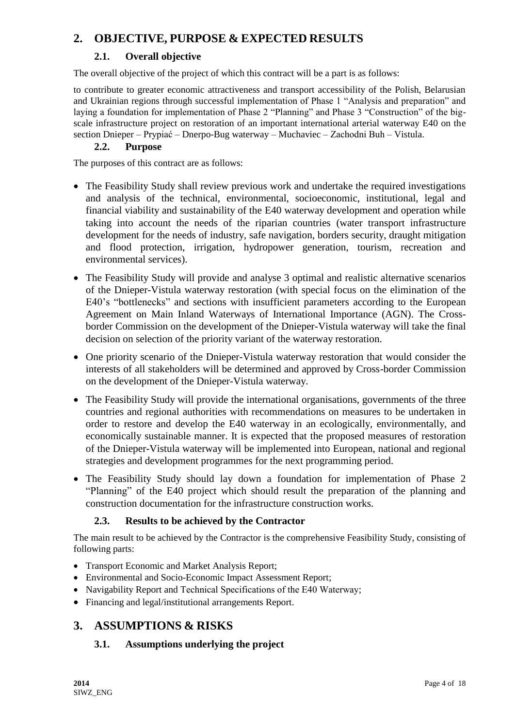## 2. OBJECTIVE, PURPOSE & EXPECTED RESULTS

### 2.1. Overall objective

The overall objective of the project of which this contract will be a part is as follows:

to contribute to greater economic attractiveness and transport accessibility of the Polish, Belarusian and Ukrainian regions through successful implementation of Phase 1 "Analysis and preparation" and laying a foundation for implementation of Phase 2 "Planning" and Phase 3 "Construction" of the big-scale infrastructure project on restoration of an important international arterial waterway E40 on the section Dnieper – Prypiać – Dnerpo-Bug waterway – Muchaviec – Zachodni Buh – Vistula.

### 2.2. Purpose

The purposes of this contract are as follows:

- The Feasibility Study shall review previous work and undertake the required investigations and analysis of the technical, environmental, socioeconomic, institutional, legal and financial viability and sustainability of the E40 waterway development and operation while taking into account the needs of the riparian countries (water transport infrastructure development for the needs of industry, safe navigation, borders security, draught mitigation and flood protection, irrigation, hydropower generation, tourism, recreation and environmental services).
- The Feasibility Study will provide and analyse 3 optimal and realistic alternative scenarios of the Dnieper-Vistula waterway restoration (with special focus on the elimination of the E40's "bottlenecks" and sections with insufficient parameters according to the European Agreement on Main Inland Waterways of International Importance (AGN). The Cross-border Commission on the development of the Dnieper-Vistula waterway will take the final decision on selection of the priority variant of the waterway restoration.
- One priority scenario of the Dnieper-Vistula waterway restoration that would consider the interests of all stakeholders will be determined and approved by Cross-border Commission on the development of the Dnieper-Vistula waterway.
- The Feasibility Study will provide the international organisations, governments of the three countries and regional authorities with recommendations on measures to be undertaken in order to restore and develop the E40 waterway in an ecologically, environmentally, and economically sustainable manner. It is expected that the proposed measures of restoration of the Dnieper-Vistula waterway will be implemented into European, national and regional strategies and development programmes for the next programming period.
- The Feasibility Study should lay down a foundation for implementation of Phase 2 "Planning" of the E40 project which should result the preparation of the planning and construction documentation for the infrastructure construction works.

### 2.3. Results to be achieved by the Contractor

The main result to be achieved by the Contractor is the comprehensive Feasibility Study, consisting of following parts:

- Transport Economic and Market Analysis Report;
- Environmental and Socio-Economic Impact Assessment Report;
- Navigability Report and Technical Specifications of the E40 Waterway;
- Financing and legal/institutional arrangements Report.

## 3. ASSUMPTIONS & RISKS

### 3.1. Assumptions underlying the project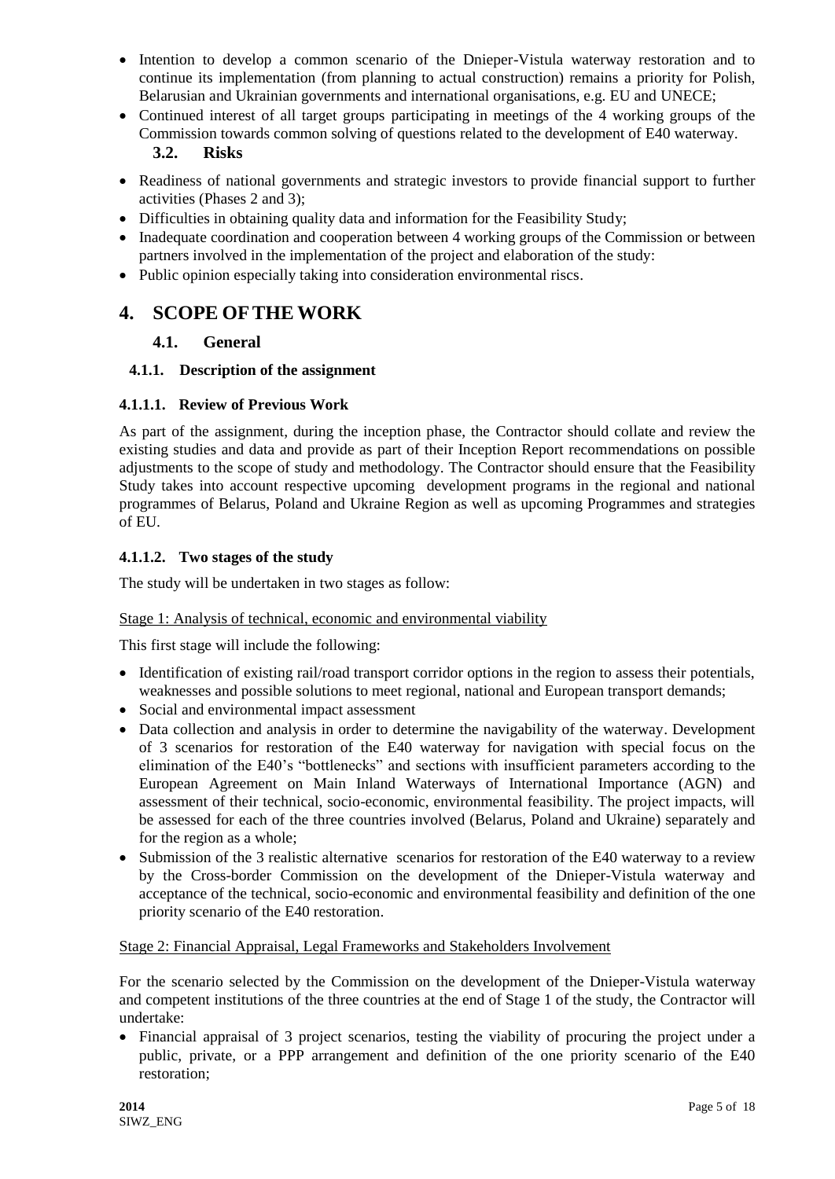- Intention to develop a common scenario of the Dnieper-Vistula waterway restoration and to continue its implementation (from planning to actual construction) remains a priority for Polish, Belarusian and Ukrainian governments and international organisations, e.g. EU and UNECE;
- Continued interest of all target groups participating in meetings of the 4 working groups of the Commission towards common solving of questions related to the development of E40 waterway.

### 3.2. Risks

- Readiness of national governments and strategic investors to provide financial support to further activities (Phases 2 and 3);
- Difficulties in obtaining quality data and information for the Feasibility Study;
- Inadequate coordination and cooperation between 4 working groups of the Commission or between partners involved in the implementation of the project and elaboration of the study:
- Public opinion especially taking into consideration environmental riscs.

# 4. SCOPE OF THE WORK

## 4.1. General

### 4.1.1. Description of the assignment

#### 4.1.1.1. Review of Previous Work

As part of the assignment, during the inception phase, the Contractor should collate and review the existing studies and data and provide as part of their Inception Report recommendations on possible adjustments to the scope of study and methodology. The Contractor should ensure that the Feasibility Study takes into account respective upcoming development programs in the regional and national programmes of Belarus, Poland and Ukraine Region as well as upcoming Programmes and strategies of EU.

#### 4.1.1.2. Two stages of the study

The study will be undertaken in two stages as follow:

Stage 1: Analysis of technical, economic and environmental viability

This first stage will include the following:

- Identification of existing rail/road transport corridor options in the region to assess their potentials, weaknesses and possible solutions to meet regional, national and European transport demands;
- Social and environmental impact assessment
- Data collection and analysis in order to determine the navigability of the waterway. Development of 3 scenarios for restoration of the E40 waterway for navigation with special focus on the elimination of the E40's "bottlenecks" and sections with insufficient parameters according to the European Agreement on Main Inland Waterways of International Importance (AGN) and assessment of their technical, socio-economic, environmental feasibility. The project impacts, will be assessed for each of the three countries involved (Belarus, Poland and Ukraine) separately and for the region as a whole;
- Submission of the 3 realistic alternative scenarios for restoration of the E40 waterway to a review by the Cross-border Commission on the development of the Dnieper-Vistula waterway and acceptance of the technical, socio-economic and environmental feasibility and definition of the one priority scenario of the E40 restoration.

Stage 2: Financial Appraisal, Legal Frameworks and Stakeholders Involvement

For the scenario selected by the Commission on the development of the Dnieper-Vistula waterway and competent institutions of the three countries at the end of Stage 1 of the study, the Contractor will undertake:

- Financial appraisal of 3 project scenarios, testing the viability of procuring the project under a public, private, or a PPP arrangement and definition of the one priority scenario of the E40 restoration;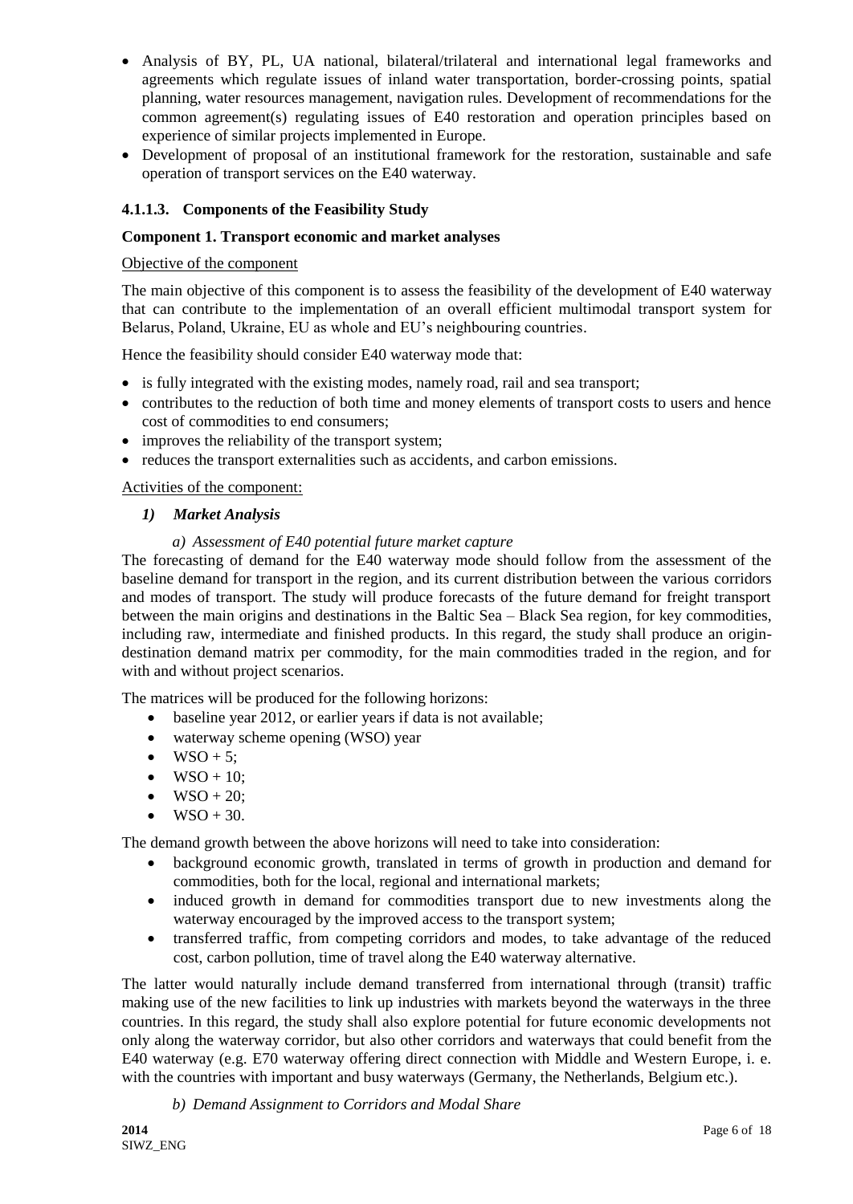- Analysis of BY, PL, UA national, bilateral/trilateral and international legal frameworks and agreements which regulate issues of inland water transportation, border-crossing points, spatial planning, water resources management, navigation rules. Development of recommendations for the common agreement(s) regulating issues of E40 restoration and operation principles based on experience of similar projects implemented in Europe.
- Development of proposal of an institutional framework for the restoration, sustainable and safe operation of transport services on the E40 waterway.

#### 4.1.1.3. Components of the Feasibility Study

**Component 1. Transport economic and market analyses**

Objective of the component

The main objective of this component is to assess the feasibility of the development of E40 waterway that can contribute to the implementation of an overall efficient multimodal transport system for Belarus, Poland, Ukraine, EU as whole and EU's neighbouring countries.

Hence the feasibility should consider E40 waterway mode that:

- is fully integrated with the existing modes, namely road, rail and sea transport;
- contributes to the reduction of both time and money elements of transport costs to users and hence cost of commodities to end consumers;
- improves the reliability of the transport system;
- reduces the transport externalities such as accidents, and carbon emissions.

Activities of the component:

*1) **Market Analysis***

*a) Assessment of E40 potential future market capture*

The forecasting of demand for the E40 waterway mode should follow from the assessment of the baseline demand for transport in the region, and its current distribution between the various corridors and modes of transport. The study will produce forecasts of the future demand for freight transport between the main origins and destinations in the Baltic Sea – Black Sea region, for key commodities, including raw, intermediate and finished products. In this regard, the study shall produce an origin-destination demand matrix per commodity, for the main commodities traded in the region, and for with and without project scenarios.

The matrices will be produced for the following horizons:

- baseline year 2012, or earlier years if data is not available;
- waterway scheme opening (WSO) year
- WSO + 5;
- WSO + 10;
- WSO + 20;
- WSO + 30.

The demand growth between the above horizons will need to take into consideration:

- background economic growth, translated in terms of growth in production and demand for commodities, both for the local, regional and international markets;
- induced growth in demand for commodities transport due to new investments along the waterway encouraged by the improved access to the transport system;
- transferred traffic, from competing corridors and modes, to take advantage of the reduced cost, carbon pollution, time of travel along the E40 waterway alternative.

The latter would naturally include demand transferred from international through (transit) traffic making use of the new facilities to link up industries with markets beyond the waterways in the three countries. In this regard, the study shall also explore potential for future economic developments not only along the waterway corridor, but also other corridors and waterways that could benefit from the E40 waterway (e.g. E70 waterway offering direct connection with Middle and Western Europe, i. e. with the countries with important and busy waterways (Germany, the Netherlands, Belgium etc.).

*b) Demand Assignment to Corridors and Modal Share*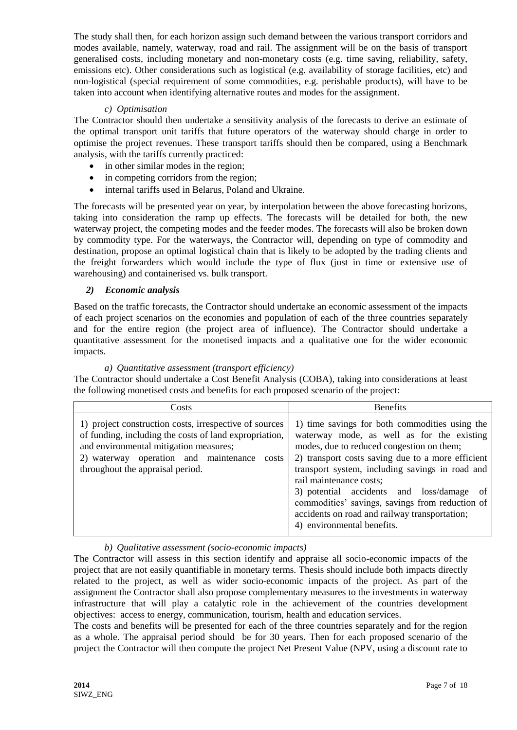The study shall then, for each horizon assign such demand between the various transport corridors and modes available, namely, waterway, road and rail. The assignment will be on the basis of transport generalised costs, including monetary and non-monetary costs (e.g. time saving, reliability, safety, emissions etc). Other considerations such as logistical (e.g. availability of storage facilities, etc) and non-logistical (special requirement of some commodities, e.g. perishable products), will have to be taken into account when identifying alternative routes and modes for the assignment.

*c) Optimisation*

The Contractor should then undertake a sensitivity analysis of the forecasts to derive an estimate of the optimal transport unit tariffs that future operators of the waterway should charge in order to optimise the project revenues. These transport tariffs should then be compared, using a Benchmark analysis, with the tariffs currently practiced:

- in other similar modes in the region;
- in competing corridors from the region;
- internal tariffs used in Belarus, Poland and Ukraine.

The forecasts will be presented year on year, by interpolation between the above forecasting horizons, taking into consideration the ramp up effects. The forecasts will be detailed for both, the new waterway project, the competing modes and the feeder modes. The forecasts will also be broken down by commodity type. For the waterways, the Contractor will, depending on type of commodity and destination, propose an optimal logistical chain that is likely to be adopted by the trading clients and the freight forwarders which would include the type of flux (just in time or extensive use of warehousing) and containerised vs. bulk transport.

### *2) Economic analysis*

Based on the traffic forecasts, the Contractor should undertake an economic assessment of the impacts of each project scenarios on the economies and population of each of the three countries separately and for the entire region (the project area of influence). The Contractor should undertake a quantitative assessment for the monetised impacts and a qualitative one for the wider economic impacts.

*a) Quantitative assessment (transport efficiency)*

The Contractor should undertake a Cost Benefit Analysis (COBA), taking into considerations at least the following monetised costs and benefits for each proposed scenario of the project:

| Costs | Benefits |
|---|---|
| 1) project construction costs, irrespective of sources of funding, including the costs of land expropriation, and environmental mitigation measures;<br>2) waterway operation and maintenance costs throughout the appraisal period. | 1) time savings for both commodities using the waterway mode, as well as for the existing modes, due to reduced congestion on them;<br>2) transport costs saving due to a more efficient transport system, including savings in road and rail maintenance costs;<br>3) potential accidents and loss/damage of commodities' savings, savings from reduction of accidents on road and railway transportation;<br>4) environmental benefits. |

*b) Qualitative assessment (socio-economic impacts)*

The Contractor will assess in this section identify and appraise all socio-economic impacts of the project that are not easily quantifiable in monetary terms. Thesis should include both impacts directly related to the project, as well as wider socio-economic impacts of the project. As part of the assignment the Contractor shall also propose complementary measures to the investments in waterway infrastructure that will play a catalytic role in the achievement of the countries development objectives: access to energy, communication, tourism, health and education services.

The costs and benefits will be presented for each of the three countries separately and for the region as a whole. The appraisal period should be for 30 years. Then for each proposed scenario of the project the Contractor will then compute the project Net Present Value (NPV, using a discount rate to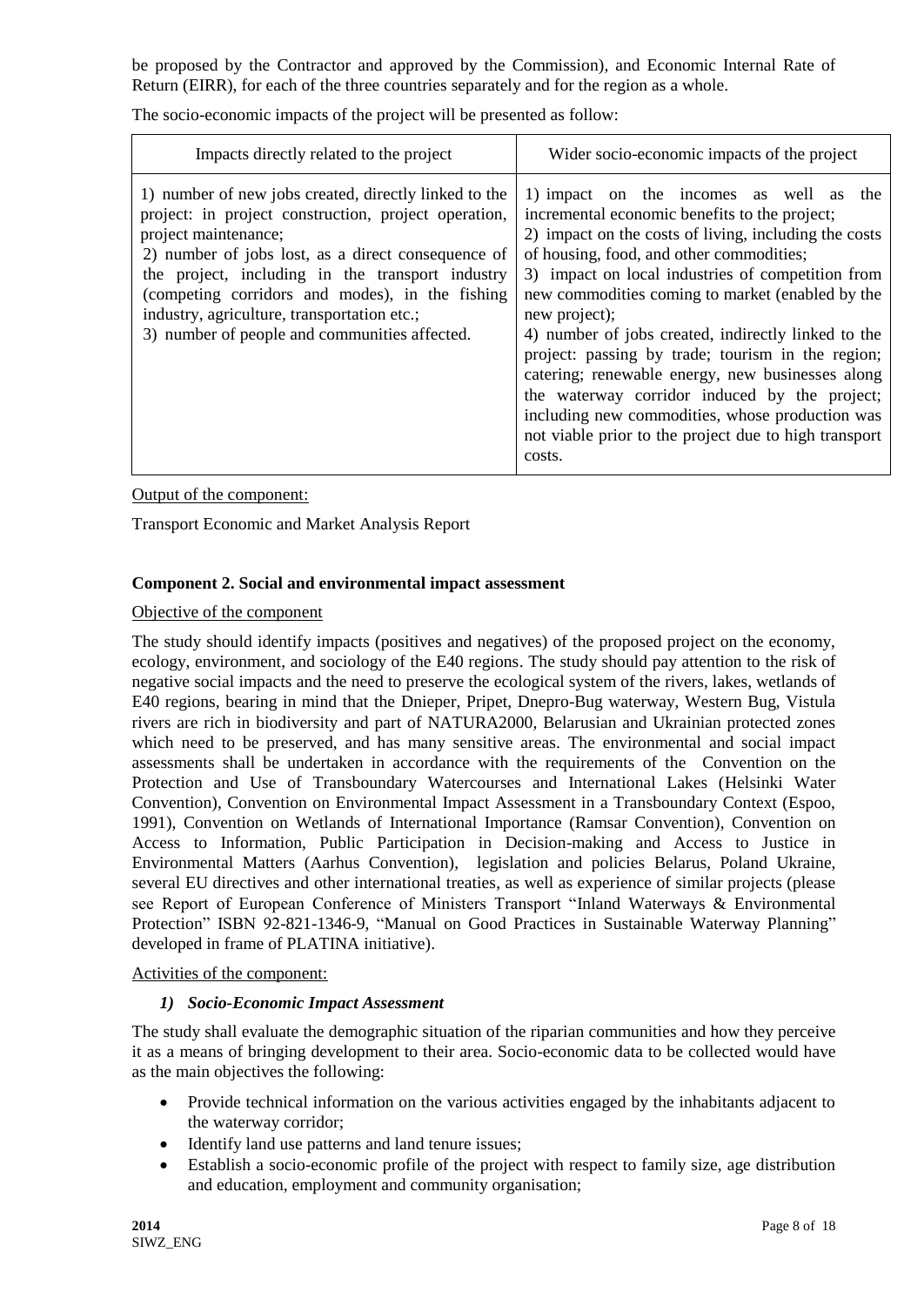be proposed by the Contractor and approved by the Commission), and Economic Internal Rate of Return (EIRR), for each of the three countries separately and for the region as a whole.

The socio-economic impacts of the project will be presented as follow:

| Impacts directly related to the project | Wider socio-economic impacts of the project |
|---|---|
| 1) number of new jobs created, directly linked to the project: in project construction, project operation, project maintenance;<br>2) number of jobs lost, as a direct consequence of the project, including in the transport industry (competing corridors and modes), in the fishing industry, agriculture, transportation etc.;<br>3) number of people and communities affected. | 1) impact on the incomes as well as the incremental economic benefits to the project;<br>2) impact on the costs of living, including the costs of housing, food, and other commodities;<br>3) impact on local industries of competition from new commodities coming to market (enabled by the new project);<br>4) number of jobs created, indirectly linked to the project: passing by trade; tourism in the region; catering; renewable energy, new businesses along the waterway corridor induced by the project; including new commodities, whose production was not viable prior to the project due to high transport costs. |

Output of the component:

Transport Economic and Market Analysis Report

**Component 2. Social and environmental impact assessment**

Objective of the component

The study should identify impacts (positives and negatives) of the proposed project on the economy, ecology, environment, and sociology of the E40 regions. The study should pay attention to the risk of negative social impacts and the need to preserve the ecological system of the rivers, lakes, wetlands of E40 regions, bearing in mind that the Dnieper, Pripet, Dnepro-Bug waterway, Western Bug, Vistula rivers are rich in biodiversity and part of NATURA2000, Belarusian and Ukrainian protected zones which need to be preserved, and has many sensitive areas. The environmental and social impact assessments shall be undertaken in accordance with the requirements of the Convention on the Protection and Use of Transboundary Watercourses and International Lakes (Helsinki Water Convention), Convention on Environmental Impact Assessment in a Transboundary Context (Espoo, 1991), Convention on Wetlands of International Importance (Ramsar Convention), Convention on Access to Information, Public Participation in Decision-making and Access to Justice in Environmental Matters (Aarhus Convention), legislation and policies Belarus, Poland Ukraine, several EU directives and other international treaties, as well as experience of similar projects (please see Report of European Conference of Ministers Transport "Inland Waterways & Environmental Protection" ISBN 92-821-1346-9, "Manual on Good Practices in Sustainable Waterway Planning" developed in frame of PLATINA initiative).

Activities of the component:

*1) Socio-Economic Impact Assessment*

The study shall evaluate the demographic situation of the riparian communities and how they perceive it as a means of bringing development to their area. Socio-economic data to be collected would have as the main objectives the following:

- Provide technical information on the various activities engaged by the inhabitants adjacent to the waterway corridor;
- Identify land use patterns and land tenure issues;
- Establish a socio-economic profile of the project with respect to family size, age distribution and education, employment and community organisation;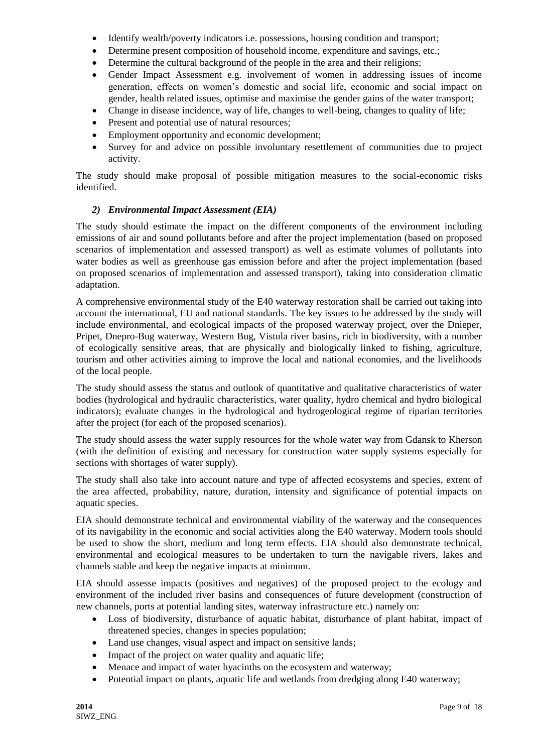- Identify wealth/poverty indicators i.e. possessions, housing condition and transport;
- Determine present composition of household income, expenditure and savings, etc.;
- Determine the cultural background of the people in the area and their religions;
- Gender Impact Assessment e.g. involvement of women in addressing issues of income generation, effects on women's domestic and social life, economic and social impact on gender, health related issues, optimise and maximise the gender gains of the water transport;
- Change in disease incidence, way of life, changes to well-being, changes to quality of life;
- Present and potential use of natural resources;
- Employment opportunity and economic development;
- Survey for and advice on possible involuntary resettlement of communities due to project activity.

The study should make proposal of possible mitigation measures to the social-economic risks identified.

### *2) Environmental Impact Assessment (EIA)*

The study should estimate the impact on the different components of the environment including emissions of air and sound pollutants before and after the project implementation (based on proposed scenarios of implementation and assessed transport) as well as estimate volumes of pollutants into water bodies as well as greenhouse gas emission before and after the project implementation (based on proposed scenarios of implementation and assessed transport), taking into consideration climatic adaptation.

A comprehensive environmental study of the E40 waterway restoration shall be carried out taking into account the international, EU and national standards. The key issues to be addressed by the study will include environmental, and ecological impacts of the proposed waterway project, over the Dnieper, Pripet, Dnepro-Bug waterway, Western Bug, Vistula river basins, rich in biodiversity, with a number of ecologically sensitive areas, that are physically and biologically linked to fishing, agriculture, tourism and other activities aiming to improve the local and national economies, and the livelihoods of the local people.

The study should assess the status and outlook of quantitative and qualitative characteristics of water bodies (hydrological and hydraulic characteristics, water quality, hydro chemical and hydro biological indicators); evaluate changes in the hydrological and hydrogeological regime of riparian territories after the project (for each of the proposed scenarios).

The study should assess the water supply resources for the whole water way from Gdansk to Kherson (with the definition of existing and necessary for construction water supply systems especially for sections with shortages of water supply).

The study shall also take into account nature and type of affected ecosystems and species, extent of the area affected, probability, nature, duration, intensity and significance of potential impacts on aquatic species.

EIA should demonstrate technical and environmental viability of the waterway and the consequences of its navigability in the economic and social activities along the E40 waterway. Modern tools should be used to show the short, medium and long term effects. EIA should also demonstrate technical, environmental and ecological measures to be undertaken to turn the navigable rivers, lakes and channels stable and keep the negative impacts at minimum.

EIA should assesse impacts (positives and negatives) of the proposed project to the ecology and environment of the included river basins and consequences of future development (construction of new channels, ports at potential landing sites, waterway infrastructure etc.) namely on:

- Loss of biodiversity, disturbance of aquatic habitat, disturbance of plant habitat, impact of threatened species, changes in species population;
- Land use changes, visual aspect and impact on sensitive lands;
- Impact of the project on water quality and aquatic life;
- Menace and impact of water hyacinths on the ecosystem and waterway;
- Potential impact on plants, aquatic life and wetlands from dredging along E40 waterway;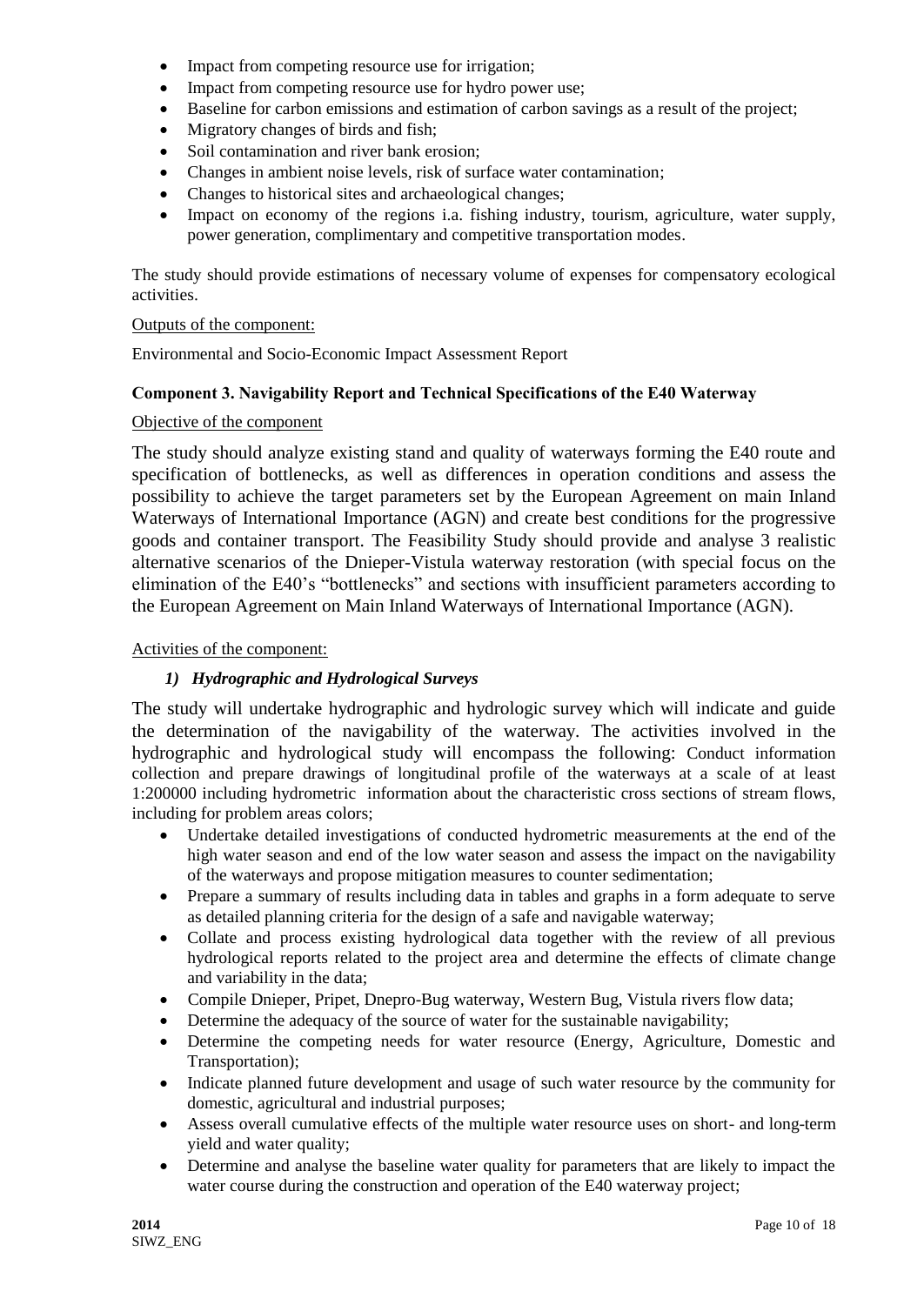- Impact from competing resource use for irrigation;
- Impact from competing resource use for hydro power use;
- Baseline for carbon emissions and estimation of carbon savings as a result of the project;
- Migratory changes of birds and fish;
- Soil contamination and river bank erosion;
- Changes in ambient noise levels, risk of surface water contamination;
- Changes to historical sites and archaeological changes;
- Impact on economy of the regions i.a. fishing industry, tourism, agriculture, water supply, power generation, complimentary and competitive transportation modes.

The study should provide estimations of necessary volume of expenses for compensatory ecological activities.

Outputs of the component:

Environmental and Socio-Economic Impact Assessment Report

**Component 3. Navigability Report and Technical Specifications of the E40 Waterway**

Objective of the component

The study should analyze existing stand and quality of waterways forming the E40 route and specification of bottlenecks, as well as differences in operation conditions and assess the possibility to achieve the target parameters set by the European Agreement on main Inland Waterways of International Importance (AGN) and create best conditions for the progressive goods and container transport. The Feasibility Study should provide and analyse 3 realistic alternative scenarios of the Dnieper-Vistula waterway restoration (with special focus on the elimination of the E40's "bottlenecks" and sections with insufficient parameters according to the European Agreement on Main Inland Waterways of International Importance (AGN).

Activities of the component:

*1) Hydrographic and Hydrological Surveys*

The study will undertake hydrographic and hydrologic survey which will indicate and guide the determination of the navigability of the waterway. The activities involved in the hydrographic and hydrological study will encompass the following: Conduct information collection and prepare drawings of longitudinal profile of the waterways at a scale of at least 1:200000 including hydrometric information about the characteristic cross sections of stream flows, including for problem areas colors;

- Undertake detailed investigations of conducted hydrometric measurements at the end of the high water season and end of the low water season and assess the impact on the navigability of the waterways and propose mitigation measures to counter sedimentation;
- Prepare a summary of results including data in tables and graphs in a form adequate to serve as detailed planning criteria for the design of a safe and navigable waterway;
- Collate and process existing hydrological data together with the review of all previous hydrological reports related to the project area and determine the effects of climate change and variability in the data;
- Compile Dnieper, Pripet, Dnepro-Bug waterway, Western Bug, Vistula rivers flow data;
- Determine the adequacy of the source of water for the sustainable navigability;
- Determine the competing needs for water resource (Energy, Agriculture, Domestic and Transportation);
- Indicate planned future development and usage of such water resource by the community for domestic, agricultural and industrial purposes;
- Assess overall cumulative effects of the multiple water resource uses on short- and long-term yield and water quality;
- Determine and analyse the baseline water quality for parameters that are likely to impact the water course during the construction and operation of the E40 waterway project;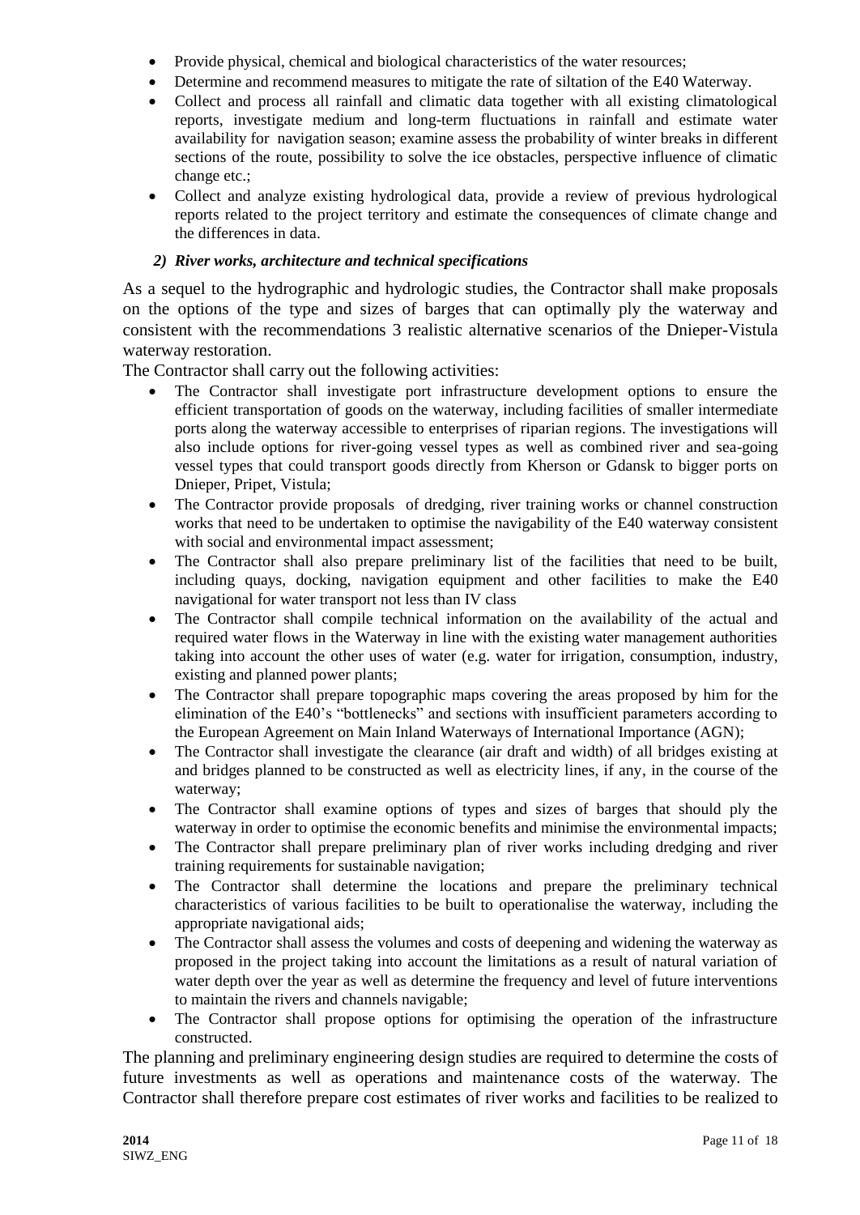- Provide physical, chemical and biological characteristics of the water resources;
- Determine and recommend measures to mitigate the rate of siltation of the E40 Waterway.
- Collect and process all rainfall and climatic data together with all existing climatological reports, investigate medium and long-term fluctuations in rainfall and estimate water availability for navigation season; examine assess the probability of winter breaks in different sections of the route, possibility to solve the ice obstacles, perspective influence of climatic change etc.;
- Collect and analyze existing hydrological data, provide a review of previous hydrological reports related to the project territory and estimate the consequences of climate change and the differences in data.

***2) River works, architecture and technical specifications***

As a sequel to the hydrographic and hydrologic studies, the Contractor shall make proposals on the options of the type and sizes of barges that can optimally ply the waterway and consistent with the recommendations 3 realistic alternative scenarios of the Dnieper-Vistula waterway restoration.

The Contractor shall carry out the following activities:

- The Contractor shall investigate port infrastructure development options to ensure the efficient transportation of goods on the waterway, including facilities of smaller intermediate ports along the waterway accessible to enterprises of riparian regions. The investigations will also include options for river-going vessel types as well as combined river and sea-going vessel types that could transport goods directly from Kherson or Gdansk to bigger ports on Dnieper, Pripet, Vistula;
- The Contractor provide proposals of dredging, river training works or channel construction works that need to be undertaken to optimise the navigability of the E40 waterway consistent with social and environmental impact assessment;
- The Contractor shall also prepare preliminary list of the facilities that need to be built, including quays, docking, navigation equipment and other facilities to make the E40 navigational for water transport not less than IV class
- The Contractor shall compile technical information on the availability of the actual and required water flows in the Waterway in line with the existing water management authorities taking into account the other uses of water (e.g. water for irrigation, consumption, industry, existing and planned power plants;
- The Contractor shall prepare topographic maps covering the areas proposed by him for the elimination of the E40's "bottlenecks" and sections with insufficient parameters according to the European Agreement on Main Inland Waterways of International Importance (AGN);
- The Contractor shall investigate the clearance (air draft and width) of all bridges existing at and bridges planned to be constructed as well as electricity lines, if any, in the course of the waterway;
- The Contractor shall examine options of types and sizes of barges that should ply the waterway in order to optimise the economic benefits and minimise the environmental impacts;
- The Contractor shall prepare preliminary plan of river works including dredging and river training requirements for sustainable navigation;
- The Contractor shall determine the locations and prepare the preliminary technical characteristics of various facilities to be built to operationalise the waterway, including the appropriate navigational aids;
- The Contractor shall assess the volumes and costs of deepening and widening the waterway as proposed in the project taking into account the limitations as a result of natural variation of water depth over the year as well as determine the frequency and level of future interventions to maintain the rivers and channels navigable;
- The Contractor shall propose options for optimising the operation of the infrastructure constructed.

The planning and preliminary engineering design studies are required to determine the costs of future investments as well as operations and maintenance costs of the waterway. The Contractor shall therefore prepare cost estimates of river works and facilities to be realized to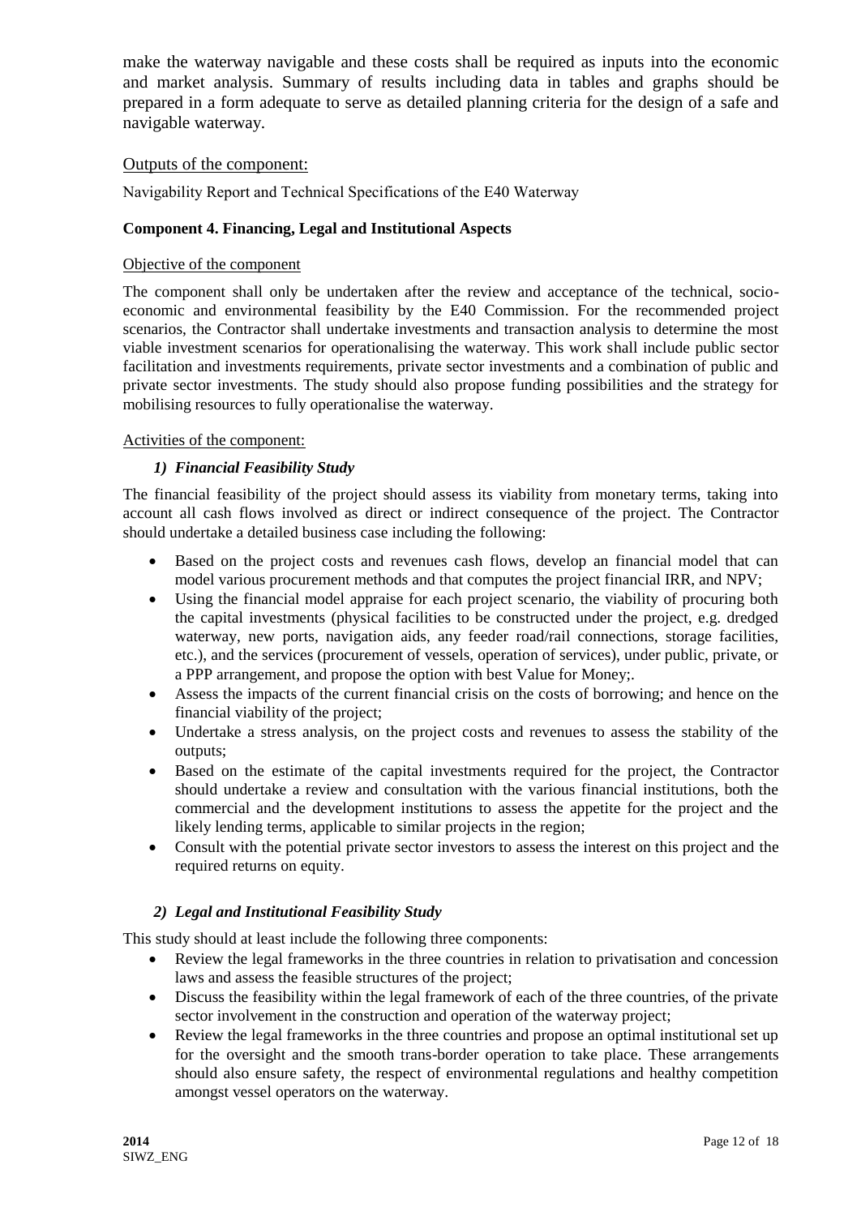make the waterway navigable and these costs shall be required as inputs into the economic and market analysis. Summary of results including data in tables and graphs should be prepared in a form adequate to serve as detailed planning criteria for the design of a safe and navigable waterway.

Outputs of the component:

Navigability Report and Technical Specifications of the E40 Waterway

**Component 4. Financing, Legal and Institutional Aspects**

Objective of the component

The component shall only be undertaken after the review and acceptance of the technical, socio-economic and environmental feasibility by the E40 Commission. For the recommended project scenarios, the Contractor shall undertake investments and transaction analysis to determine the most viable investment scenarios for operationalising the waterway. This work shall include public sector facilitation and investments requirements, private sector investments and a combination of public and private sector investments. The study should also propose funding possibilities and the strategy for mobilising resources to fully operationalise the waterway.

Activities of the component:

*1) Financial Feasibility Study*

The financial feasibility of the project should assess its viability from monetary terms, taking into account all cash flows involved as direct or indirect consequence of the project. The Contractor should undertake a detailed business case including the following:

- Based on the project costs and revenues cash flows, develop an financial model that can model various procurement methods and that computes the project financial IRR, and NPV;
- Using the financial model appraise for each project scenario, the viability of procuring both the capital investments (physical facilities to be constructed under the project, e.g. dredged waterway, new ports, navigation aids, any feeder road/rail connections, storage facilities, etc.), and the services (procurement of vessels, operation of services), under public, private, or a PPP arrangement, and propose the option with best Value for Money;.
- Assess the impacts of the current financial crisis on the costs of borrowing; and hence on the financial viability of the project;
- Undertake a stress analysis, on the project costs and revenues to assess the stability of the outputs;
- Based on the estimate of the capital investments required for the project, the Contractor should undertake a review and consultation with the various financial institutions, both the commercial and the development institutions to assess the appetite for the project and the likely lending terms, applicable to similar projects in the region;
- Consult with the potential private sector investors to assess the interest on this project and the required returns on equity.

*2) Legal and Institutional Feasibility Study*

This study should at least include the following three components:

- Review the legal frameworks in the three countries in relation to privatisation and concession laws and assess the feasible structures of the project;
- Discuss the feasibility within the legal framework of each of the three countries, of the private sector involvement in the construction and operation of the waterway project;
- Review the legal frameworks in the three countries and propose an optimal institutional set up for the oversight and the smooth trans-border operation to take place. These arrangements should also ensure safety, the respect of environmental regulations and healthy competition amongst vessel operators on the waterway.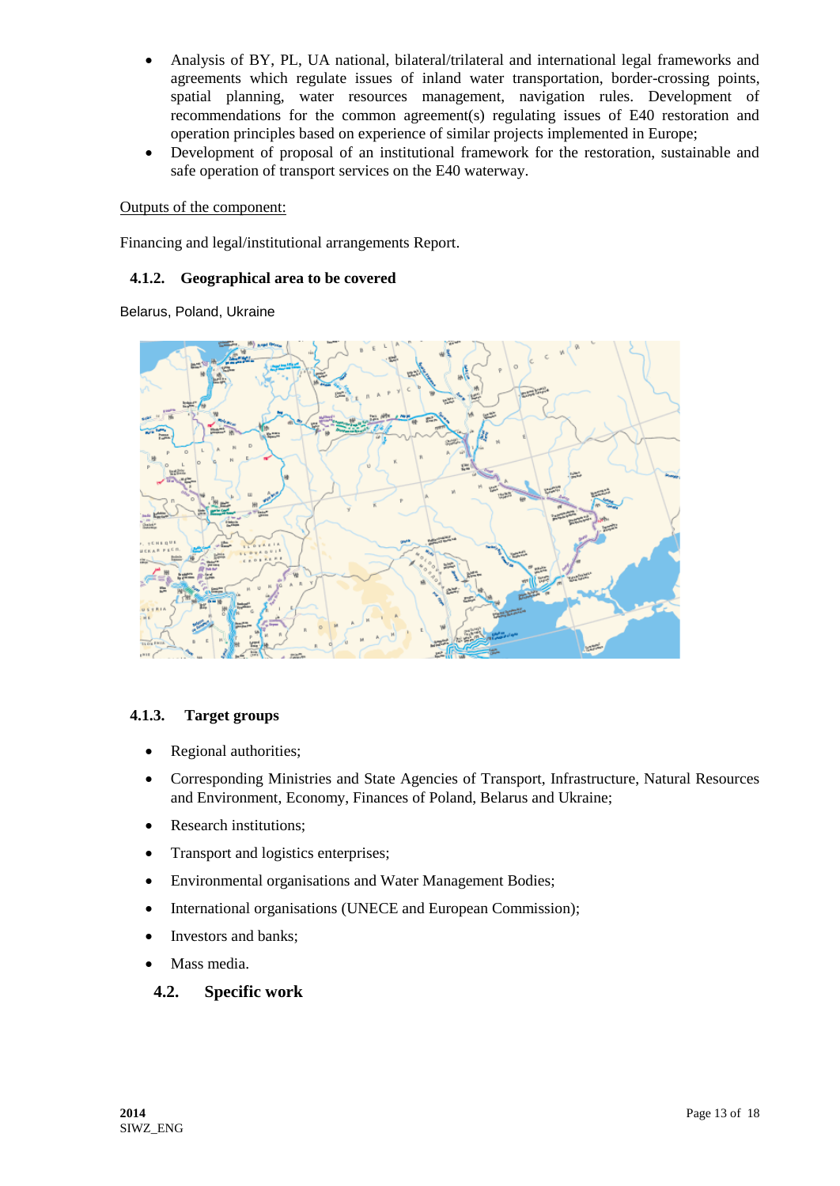- Analysis of BY, PL, UA national, bilateral/trilateral and international legal frameworks and agreements which regulate issues of inland water transportation, border-crossing points, spatial planning, water resources management, navigation rules. Development of recommendations for the common agreement(s) regulating issues of E40 restoration and operation principles based on experience of similar projects implemented in Europe;
- Development of proposal of an institutional framework for the restoration, sustainable and safe operation of transport services on the E40 waterway.

Outputs of the component:

Financing and legal/institutional arrangements Report.

### 4.1.2. Geographical area to be covered

Belarus, Poland, Ukraine

### 4.1.3. Target groups

- Regional authorities;
- Corresponding Ministries and State Agencies of Transport, Infrastructure, Natural Resources and Environment, Economy, Finances of Poland, Belarus and Ukraine;
- Research institutions;
- Transport and logistics enterprises;
- Environmental organisations and Water Management Bodies;
- International organisations (UNECE and European Commission);
- Investors and banks;
- Mass media.

## 4.2. Specific work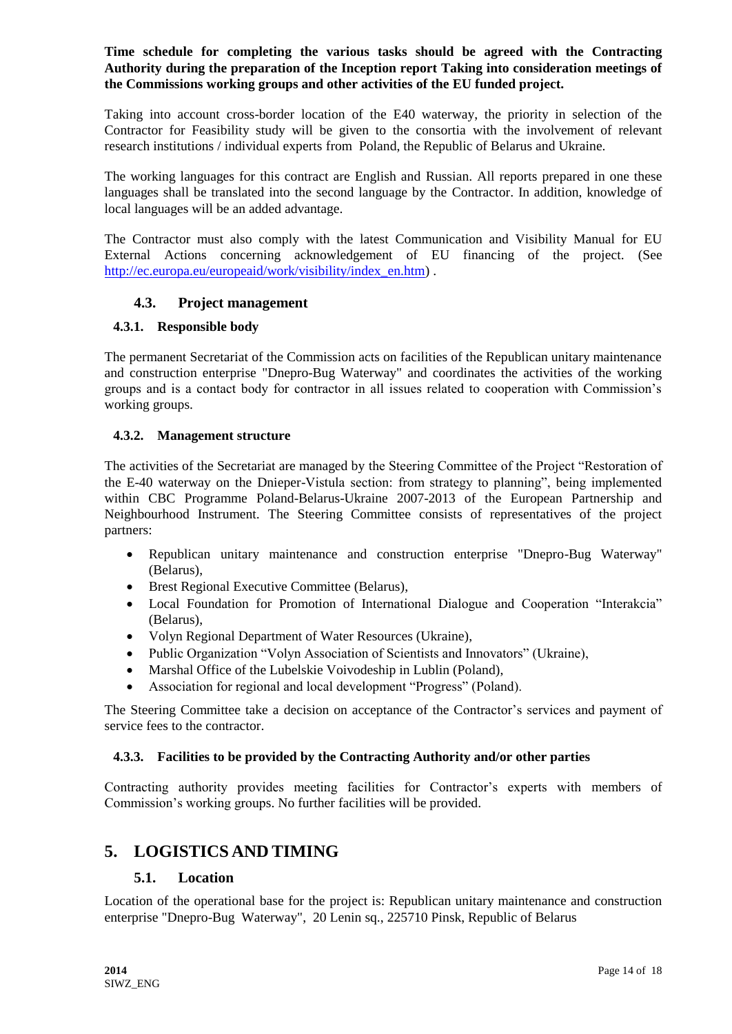**Time schedule for completing the various tasks should be agreed with the Contracting Authority during the preparation of the Inception report Taking into consideration meetings of the Commissions working groups and other activities of the EU funded project.**

Taking into account cross-border location of the E40 waterway, the priority in selection of the Contractor for Feasibility study will be given to the consortia with the involvement of relevant research institutions / individual experts from Poland, the Republic of Belarus and Ukraine.

The working languages for this contract are English and Russian. All reports prepared in one these languages shall be translated into the second language by the Contractor. In addition, knowledge of local languages will be an added advantage.

The Contractor must also comply with the latest Communication and Visibility Manual for EU External Actions concerning acknowledgement of EU financing of the project. (See http://ec.europa.eu/europeaid/work/visibility/index_en.htm) .

### 4.3. Project management

#### 4.3.1. Responsible body

The permanent Secretariat of the Commission acts on facilities of the Republican unitary maintenance and construction enterprise "Dnepro-Bug Waterway" and coordinates the activities of the working groups and is a contact body for contractor in all issues related to cooperation with Commission's working groups.

#### 4.3.2. Management structure

The activities of the Secretariat are managed by the Steering Committee of the Project "Restoration of the E-40 waterway on the Dnieper-Vistula section: from strategy to planning", being implemented within CBC Programme Poland-Belarus-Ukraine 2007-2013 of the European Partnership and Neighbourhood Instrument. The Steering Committee consists of representatives of the project partners:

- Republican unitary maintenance and construction enterprise "Dnepro-Bug Waterway" (Belarus),
- Brest Regional Executive Committee (Belarus),
- Local Foundation for Promotion of International Dialogue and Cooperation "Interakcia" (Belarus),
- Volyn Regional Department of Water Resources (Ukraine),
- Public Organization "Volyn Association of Scientists and Innovators" (Ukraine),
- Marshal Office of the Lubelskie Voivodeship in Lublin (Poland),
- Association for regional and local development "Progress" (Poland).

The Steering Committee take a decision on acceptance of the Contractor's services and payment of service fees to the contractor.

#### 4.3.3. Facilities to be provided by the Contracting Authority and/or other parties

Contracting authority provides meeting facilities for Contractor's experts with members of Commission's working groups. No further facilities will be provided.

## 5. LOGISTICS AND TIMING

### 5.1. Location

Location of the operational base for the project is: Republican unitary maintenance and construction enterprise "Dnepro-Bug Waterway", 20 Lenin sq., 225710 Pinsk, Republic of Belarus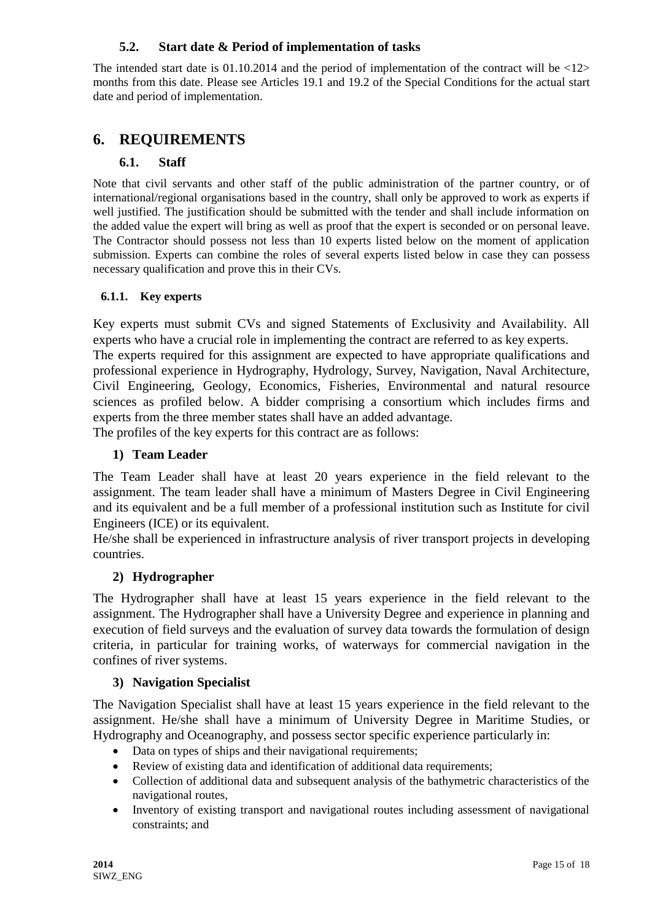### 5.2. Start date & Period of implementation of tasks

The intended start date is 01.10.2014 and the period of implementation of the contract will be <12> months from this date. Please see Articles 19.1 and 19.2 of the Special Conditions for the actual start date and period of implementation.

## 6. REQUIREMENTS

### 6.1. Staff

Note that civil servants and other staff of the public administration of the partner country, or of international/regional organisations based in the country, shall only be approved to work as experts if well justified. The justification should be submitted with the tender and shall include information on the added value the expert will bring as well as proof that the expert is seconded or on personal leave. The Contractor should possess not less than 10 experts listed below on the moment of application submission. Experts can combine the roles of several experts listed below in case they can possess necessary qualification and prove this in their CVs.

#### 6.1.1. Key experts

Key experts must submit CVs and signed Statements of Exclusivity and Availability. All experts who have a crucial role in implementing the contract are referred to as key experts.
The experts required for this assignment are expected to have appropriate qualifications and professional experience in Hydrography, Hydrology, Survey, Navigation, Naval Architecture, Civil Engineering, Geology, Economics, Fisheries, Environmental and natural resource sciences as profiled below. A bidder comprising a consortium which includes firms and experts from the three member states shall have an added advantage.
The profiles of the key experts for this contract are as follows:

**1) Team Leader**

The Team Leader shall have at least 20 years experience in the field relevant to the assignment. The team leader shall have a minimum of Masters Degree in Civil Engineering and its equivalent and be a full member of a professional institution such as Institute for civil Engineers (ICE) or its equivalent.
He/she shall be experienced in infrastructure analysis of river transport projects in developing countries.

**2) Hydrographer**

The Hydrographer shall have at least 15 years experience in the field relevant to the assignment. The Hydrographer shall have a University Degree and experience in planning and execution of field surveys and the evaluation of survey data towards the formulation of design criteria, in particular for training works, of waterways for commercial navigation in the confines of river systems.

**3) Navigation Specialist**

The Navigation Specialist shall have at least 15 years experience in the field relevant to the assignment. He/she shall have a minimum of University Degree in Maritime Studies, or Hydrography and Oceanography, and possess sector specific experience particularly in:

- Data on types of ships and their navigational requirements;
- Review of existing data and identification of additional data requirements;
- Collection of additional data and subsequent analysis of the bathymetric characteristics of the navigational routes,
- Inventory of existing transport and navigational routes including assessment of navigational constraints; and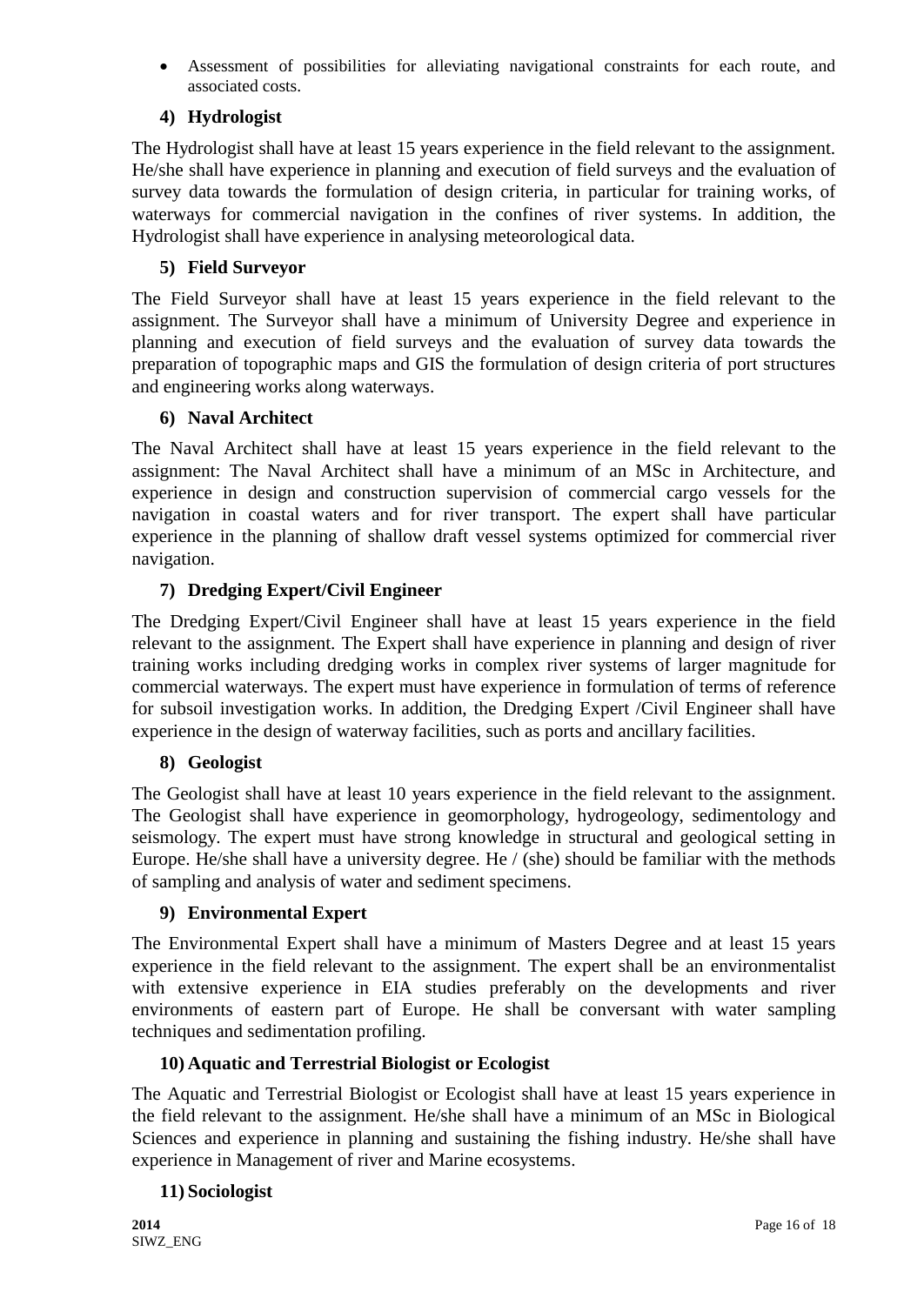- Assessment of possibilities for alleviating navigational constraints for each route, and associated costs.

### 4) Hydrologist

The Hydrologist shall have at least 15 years experience in the field relevant to the assignment. He/she shall have experience in planning and execution of field surveys and the evaluation of survey data towards the formulation of design criteria, in particular for training works, of waterways for commercial navigation in the confines of river systems. In addition, the Hydrologist shall have experience in analysing meteorological data.

### 5) Field Surveyor

The Field Surveyor shall have at least 15 years experience in the field relevant to the assignment. The Surveyor shall have a minimum of University Degree and experience in planning and execution of field surveys and the evaluation of survey data towards the preparation of topographic maps and GIS the formulation of design criteria of port structures and engineering works along waterways.

### 6) Naval Architect

The Naval Architect shall have at least 15 years experience in the field relevant to the assignment: The Naval Architect shall have a minimum of an MSc in Architecture, and experience in design and construction supervision of commercial cargo vessels for the navigation in coastal waters and for river transport. The expert shall have particular experience in the planning of shallow draft vessel systems optimized for commercial river navigation.

### 7) Dredging Expert/Civil Engineer

The Dredging Expert/Civil Engineer shall have at least 15 years experience in the field relevant to the assignment. The Expert shall have experience in planning and design of river training works including dredging works in complex river systems of larger magnitude for commercial waterways. The expert must have experience in formulation of terms of reference for subsoil investigation works. In addition, the Dredging Expert /Civil Engineer shall have experience in the design of waterway facilities, such as ports and ancillary facilities.

### 8) Geologist

The Geologist shall have at least 10 years experience in the field relevant to the assignment. The Geologist shall have experience in geomorphology, hydrogeology, sedimentology and seismology. The expert must have strong knowledge in structural and geological setting in Europe. He/she shall have a university degree. He / (she) should be familiar with the methods of sampling and analysis of water and sediment specimens.

### 9) Environmental Expert

The Environmental Expert shall have a minimum of Masters Degree and at least 15 years experience in the field relevant to the assignment. The expert shall be an environmentalist with extensive experience in EIA studies preferably on the developments and river environments of eastern part of Europe. He shall be conversant with water sampling techniques and sedimentation profiling.

### 10) Aquatic and Terrestrial Biologist or Ecologist

The Aquatic and Terrestrial Biologist or Ecologist shall have at least 15 years experience in the field relevant to the assignment. He/she shall have a minimum of an MSc in Biological Sciences and experience in planning and sustaining the fishing industry. He/she shall have experience in Management of river and Marine ecosystems.

### 11) Sociologist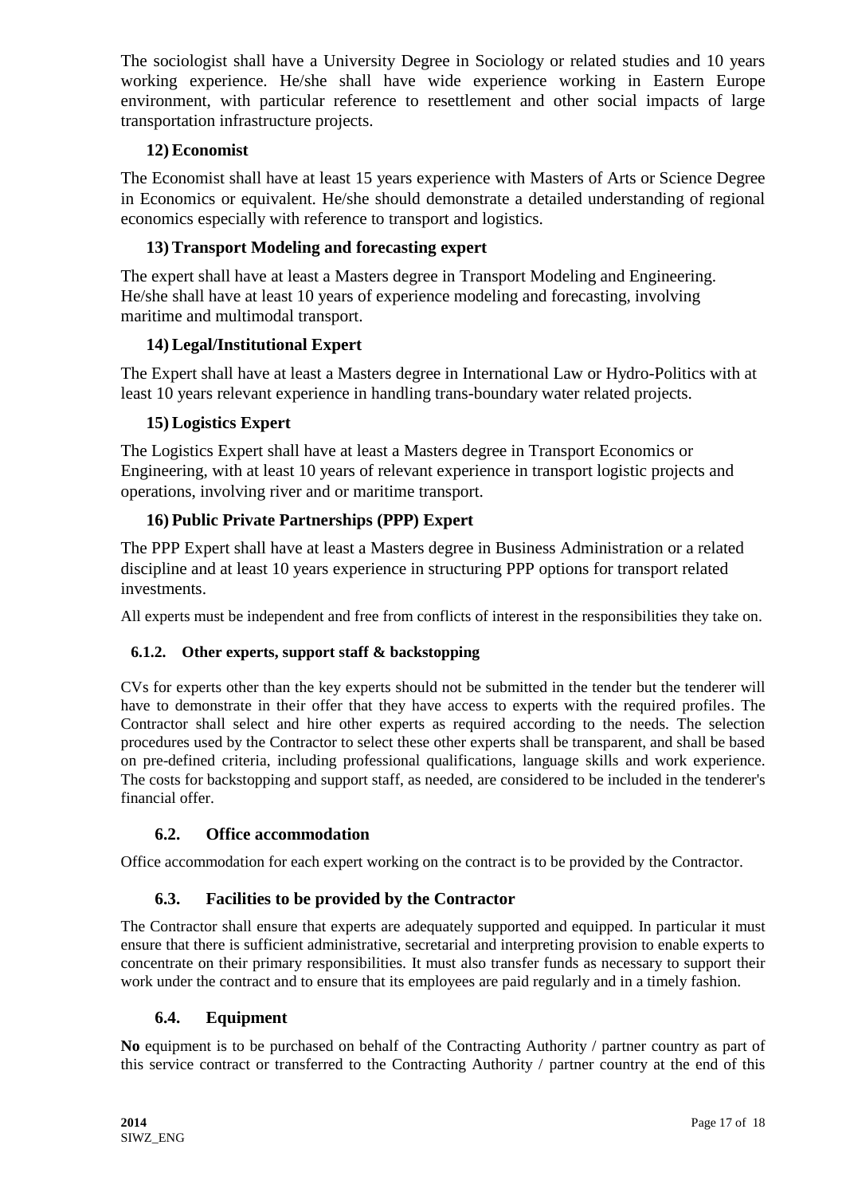The sociologist shall have a University Degree in Sociology or related studies and 10 years working experience. He/she shall have wide experience working in Eastern Europe environment, with particular reference to resettlement and other social impacts of large transportation infrastructure projects.

**12) Economist**

The Economist shall have at least 15 years experience with Masters of Arts or Science Degree in Economics or equivalent. He/she should demonstrate a detailed understanding of regional economics especially with reference to transport and logistics.

**13) Transport Modeling and forecasting expert**

The expert shall have at least a Masters degree in Transport Modeling and Engineering. He/she shall have at least 10 years of experience modeling and forecasting, involving maritime and multimodal transport.

**14) Legal/Institutional Expert**

The Expert shall have at least a Masters degree in International Law or Hydro-Politics with at least 10 years relevant experience in handling trans-boundary water related projects.

**15) Logistics Expert**

The Logistics Expert shall have at least a Masters degree in Transport Economics or Engineering, with at least 10 years of relevant experience in transport logistic projects and operations, involving river and or maritime transport.

**16) Public Private Partnerships (PPP) Expert**

The PPP Expert shall have at least a Masters degree in Business Administration or a related discipline and at least 10 years experience in structuring PPP options for transport related investments.

All experts must be independent and free from conflicts of interest in the responsibilities they take on.

#### 6.1.2. Other experts, support staff & backstopping

CVs for experts other than the key experts should not be submitted in the tender but the tenderer will have to demonstrate in their offer that they have access to experts with the required profiles. The Contractor shall select and hire other experts as required according to the needs. The selection procedures used by the Contractor to select these other experts shall be transparent, and shall be based on pre-defined criteria, including professional qualifications, language skills and work experience. The costs for backstopping and support staff, as needed, are considered to be included in the tenderer's financial offer.

### 6.2. Office accommodation

Office accommodation for each expert working on the contract is to be provided by the Contractor.

### 6.3. Facilities to be provided by the Contractor

The Contractor shall ensure that experts are adequately supported and equipped. In particular it must ensure that there is sufficient administrative, secretarial and interpreting provision to enable experts to concentrate on their primary responsibilities. It must also transfer funds as necessary to support their work under the contract and to ensure that its employees are paid regularly and in a timely fashion.

### 6.4. Equipment

**No** equipment is to be purchased on behalf of the Contracting Authority / partner country as part of this service contract or transferred to the Contracting Authority / partner country at the end of this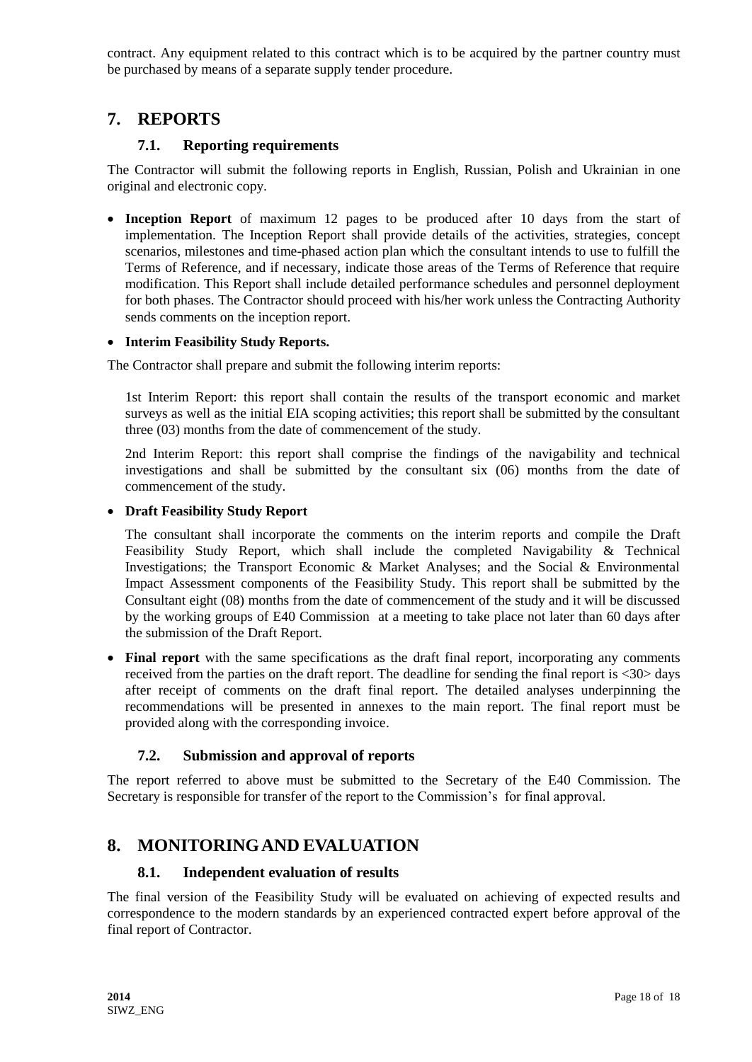contract. Any equipment related to this contract which is to be acquired by the partner country must be purchased by means of a separate supply tender procedure.

# 7. REPORTS

## 7.1. Reporting requirements

The Contractor will submit the following reports in English, Russian, Polish and Ukrainian in one original and electronic copy.

- **Inception Report** of maximum 12 pages to be produced after 10 days from the start of implementation. The Inception Report shall provide details of the activities, strategies, concept scenarios, milestones and time-phased action plan which the consultant intends to use to fulfill the Terms of Reference, and if necessary, indicate those areas of the Terms of Reference that require modification. This Report shall include detailed performance schedules and personnel deployment for both phases. The Contractor should proceed with his/her work unless the Contracting Authority sends comments on the inception report.
- **Interim Feasibility Study Reports.**

The Contractor shall prepare and submit the following interim reports:

1st Interim Report: this report shall contain the results of the transport economic and market surveys as well as the initial EIA scoping activities; this report shall be submitted by the consultant three (03) months from the date of commencement of the study.

2nd Interim Report: this report shall comprise the findings of the navigability and technical investigations and shall be submitted by the consultant six (06) months from the date of commencement of the study.

- **Draft Feasibility Study Report**

  The consultant shall incorporate the comments on the interim reports and compile the Draft Feasibility Study Report, which shall include the completed Navigability & Technical Investigations; the Transport Economic & Market Analyses; and the Social & Environmental Impact Assessment components of the Feasibility Study. This report shall be submitted by the Consultant eight (08) months from the date of commencement of the study and it will be discussed by the working groups of E40 Commission at a meeting to take place not later than 60 days after the submission of the Draft Report.

- **Final report** with the same specifications as the draft final report, incorporating any comments received from the parties on the draft report. The deadline for sending the final report is <30> days after receipt of comments on the draft final report. The detailed analyses underpinning the recommendations will be presented in annexes to the main report. The final report must be provided along with the corresponding invoice.

## 7.2. Submission and approval of reports

The report referred to above must be submitted to the Secretary of the E40 Commission. The Secretary is responsible for transfer of the report to the Commission's for final approval.

# 8. MONITORING AND EVALUATION

## 8.1. Independent evaluation of results

The final version of the Feasibility Study will be evaluated on achieving of expected results and correspondence to the modern standards by an experienced contracted expert before approval of the final report of Contractor.